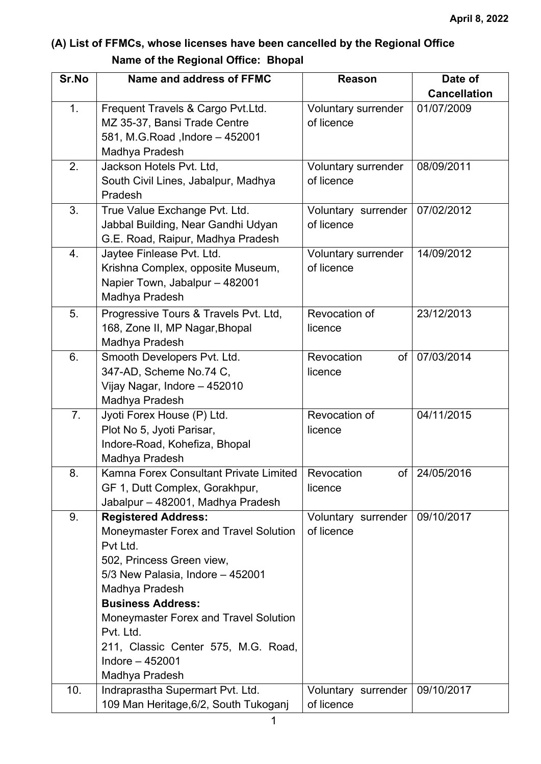April 8, 2022

## (A) List of FFMCs, whose licenses have been cancelled by the Regional Office

### Name of the Regional Office: Bhopal

| Sr.No | Name and address of FFMC | Reason | Date of Cancellation |
|---|---|---|---|
| 1. | Frequent Travels & Cargo Pvt.Ltd.<br>MZ 35-37, Bansi Trade Centre<br>581, M.G.Road ,Indore – 452001<br>Madhya Pradesh | Voluntary surrender of licence | 01/07/2009 |
| 2. | Jackson Hotels Pvt. Ltd,<br>South Civil Lines, Jabalpur, Madhya Pradesh | Voluntary surrender of licence | 08/09/2011 |
| 3. | True Value Exchange Pvt. Ltd.<br>Jabbal Building, Near Gandhi Udyan<br>G.E. Road, Raipur, Madhya Pradesh | Voluntary surrender of licence | 07/02/2012 |
| 4. | Jaytee Finlease Pvt. Ltd.<br>Krishna Complex, opposite Museum,<br>Napier Town, Jabalpur – 482001<br>Madhya Pradesh | Voluntary surrender of licence | 14/09/2012 |
| 5. | Progressive Tours & Travels Pvt. Ltd,<br>168, Zone II, MP Nagar,Bhopal<br>Madhya Pradesh | Revocation of licence | 23/12/2013 |
| 6. | Smooth Developers Pvt. Ltd.<br>347-AD, Scheme No.74 C,<br>Vijay Nagar, Indore – 452010<br>Madhya Pradesh | Revocation of licence | 07/03/2014 |
| 7. | Jyoti Forex House (P) Ltd.<br>Plot No 5, Jyoti Parisar,<br>Indore-Road, Kohefiza, Bhopal<br>Madhya Pradesh | Revocation of licence | 04/11/2015 |
| 8. | Kamna Forex Consultant Private Limited<br>GF 1, Dutt Complex, Gorakhpur,<br>Jabalpur – 482001, Madhya Pradesh | Revocation of licence | 24/05/2016 |
| 9. | **Registered Address:**<br>Moneymaster Forex and Travel Solution Pvt Ltd.<br>502, Princess Green view,<br>5/3 New Palasia, Indore – 452001<br>Madhya Pradesh<br>**Business Address:**<br>Moneymaster Forex and Travel Solution Pvt. Ltd.<br>211, Classic Center 575, M.G. Road, Indore – 452001<br>Madhya Pradesh | Voluntary surrender of licence | 09/10/2017 |
| 10. | Indraprastha Supermart Pvt. Ltd.<br>109 Man Heritage,6/2, South Tukoganj | Voluntary surrender of licence | 09/10/2017 |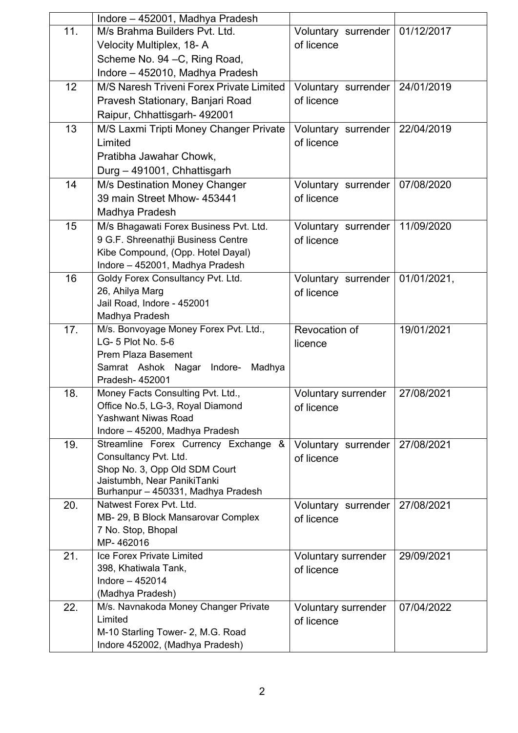| | | | |
|---|---|---|---|
| | Indore – 452001, Madhya Pradesh | | |
| 11. | M/s Brahma Builders Pvt. Ltd.<br>Velocity Multiplex, 18- A<br>Scheme No. 94 –C, Ring Road,<br>Indore – 452010, Madhya Pradesh | Voluntary surrender of licence | 01/12/2017 |
| 12 | M/S Naresh Triveni Forex Private Limited<br>Pravesh Stationary, Banjari Road<br>Raipur, Chhattisgarh- 492001 | Voluntary surrender of licence | 24/01/2019 |
| 13 | M/S Laxmi Tripti Money Changer Private Limited<br>Pratibha Jawahar Chowk,<br>Durg – 491001, Chhattisgarh | Voluntary surrender of licence | 22/04/2019 |
| 14 | M/s Destination Money Changer<br>39 main Street Mhow- 453441<br>Madhya Pradesh | Voluntary surrender of licence | 07/08/2020 |
| 15 | M/s Bhagawati Forex Business Pvt. Ltd.<br>9 G.F. Shreenathji Business Centre<br>Kibe Compound, (Opp. Hotel Dayal)<br>Indore – 452001, Madhya Pradesh | Voluntary surrender of licence | 11/09/2020 |
| 16 | Goldy Forex Consultancy Pvt. Ltd.<br>26, Ahilya Marg<br>Jail Road, Indore - 452001<br>Madhya Pradesh | Voluntary surrender of licence | 01/01/2021, |
| 17. | M/s. Bonvoyage Money Forex Pvt. Ltd.,<br>LG- 5 Plot No. 5-6<br>Prem Plaza Basement<br>Samrat Ashok Nagar Indore- Madhya Pradesh- 452001 | Revocation of licence | 19/01/2021 |
| 18. | Money Facts Consulting Pvt. Ltd.,<br>Office No.5, LG-3, Royal Diamond<br>Yashwant Niwas Road<br>Indore – 45200, Madhya Pradesh | Voluntary surrender of licence | 27/08/2021 |
| 19. | Streamline Forex Currency Exchange & Consultancy Pvt. Ltd.<br>Shop No. 3, Opp Old SDM Court<br>Jaistumbh, Near PanikiTanki<br>Burhanpur – 450331, Madhya Pradesh | Voluntary surrender of licence | 27/08/2021 |
| 20. | Natwest Forex Pvt. Ltd.<br>MB- 29, B Block Mansarovar Complex<br>7 No. Stop, Bhopal<br>MP- 462016 | Voluntary surrender of licence | 27/08/2021 |
| 21. | Ice Forex Private Limited<br>398, Khatiwala Tank,<br>Indore – 452014<br>(Madhya Pradesh) | Voluntary surrender of licence | 29/09/2021 |
| 22. | M/s. Navnakoda Money Changer Private Limited<br>M-10 Starling Tower- 2, M.G. Road<br>Indore 452002, (Madhya Pradesh) | Voluntary surrender of licence | 07/04/2022 |